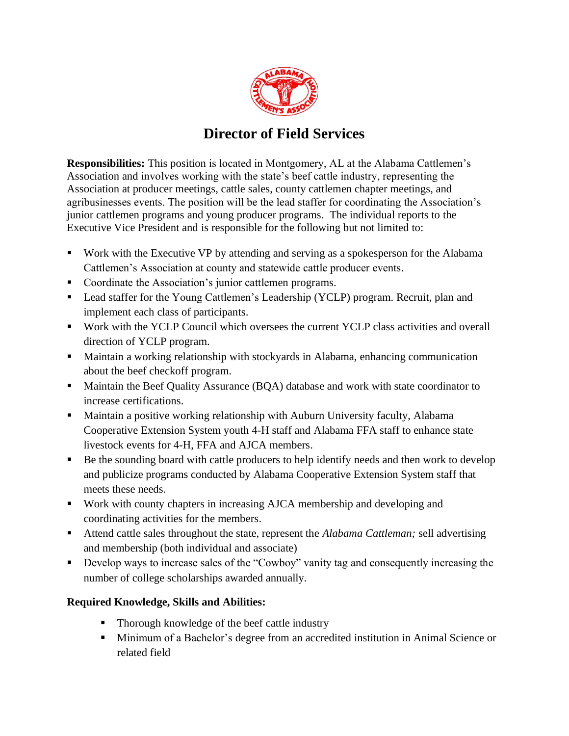# Director of Field Services

**Responsibilities:** This position is located in Montgomery, AL at the Alabama Cattlemen's Association and involves working with the state's beef cattle industry, representing the Association at producer meetings, cattle sales, county cattlemen chapter meetings, and agribusinesses events. The position will be the lead staffer for coordinating the Association's junior cattlemen programs and young producer programs. The individual reports to the Executive Vice President and is responsible for the following but not limited to:

- Work with the Executive VP by attending and serving as a spokesperson for the Alabama Cattlemen's Association at county and statewide cattle producer events.
- Coordinate the Association's junior cattlemen programs.
- Lead staffer for the Young Cattlemen's Leadership (YCLP) program. Recruit, plan and implement each class of participants.
- Work with the YCLP Council which oversees the current YCLP class activities and overall direction of YCLP program.
- Maintain a working relationship with stockyards in Alabama, enhancing communication about the beef checkoff program.
- Maintain the Beef Quality Assurance (BQA) database and work with state coordinator to increase certifications.
- Maintain a positive working relationship with Auburn University faculty, Alabama Cooperative Extension System youth 4-H staff and Alabama FFA staff to enhance state livestock events for 4-H, FFA and AJCA members.
- Be the sounding board with cattle producers to help identify needs and then work to develop and publicize programs conducted by Alabama Cooperative Extension System staff that meets these needs.
- Work with county chapters in increasing AJCA membership and developing and coordinating activities for the members.
- Attend cattle sales throughout the state, represent the *Alabama Cattleman;* sell advertising and membership (both individual and associate)
- Develop ways to increase sales of the "Cowboy" vanity tag and consequently increasing the number of college scholarships awarded annually.

**Required Knowledge, Skills and Abilities:**

- Thorough knowledge of the beef cattle industry
- Minimum of a Bachelor's degree from an accredited institution in Animal Science or related field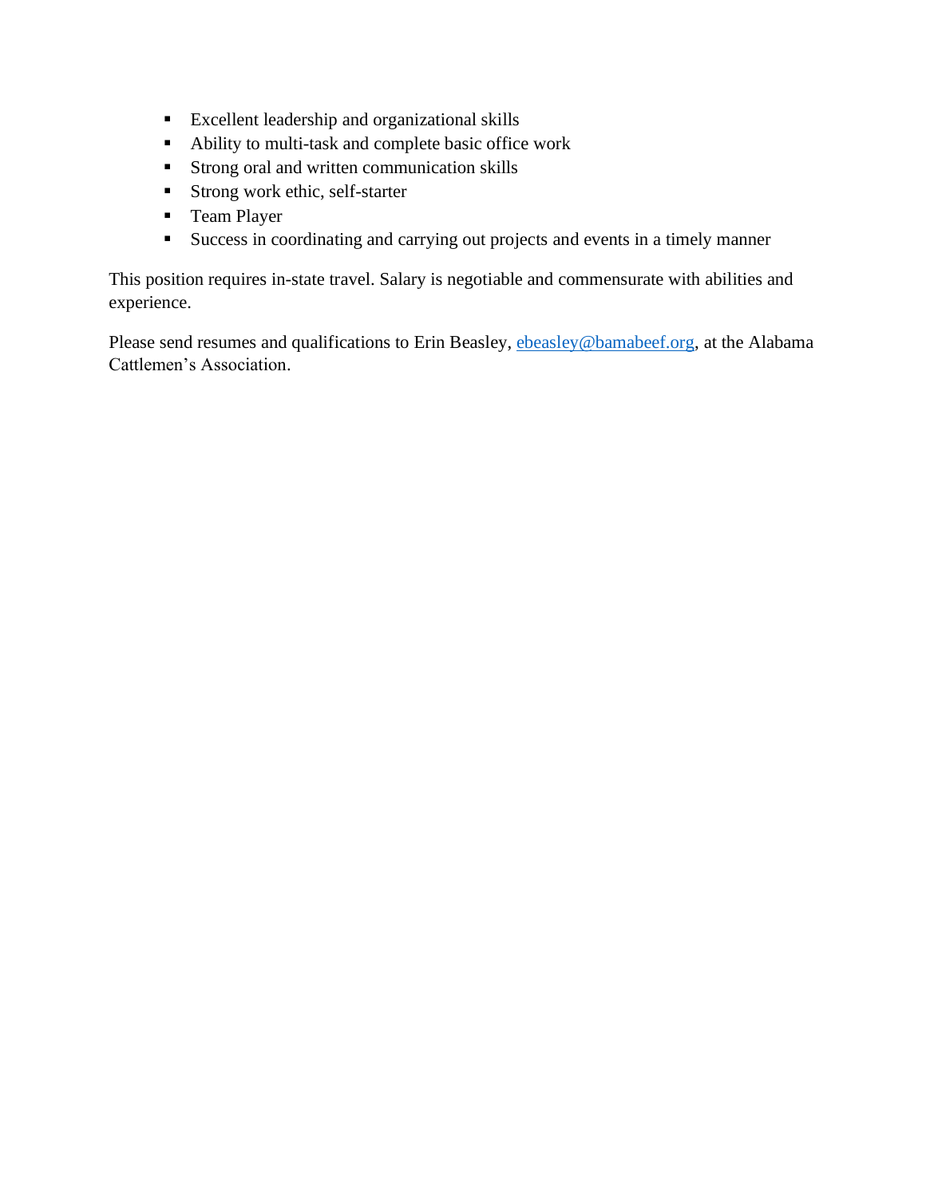- Excellent leadership and organizational skills
- Ability to multi-task and complete basic office work
- Strong oral and written communication skills
- Strong work ethic, self-starter
- Team Player
- Success in coordinating and carrying out projects and events in a timely manner

This position requires in-state travel. Salary is negotiable and commensurate with abilities and experience.

Please send resumes and qualifications to Erin Beasley, [ebeasley@bamabeef.org](mailto:ebeasley@bamabeef.org), at the Alabama Cattlemen's Association.